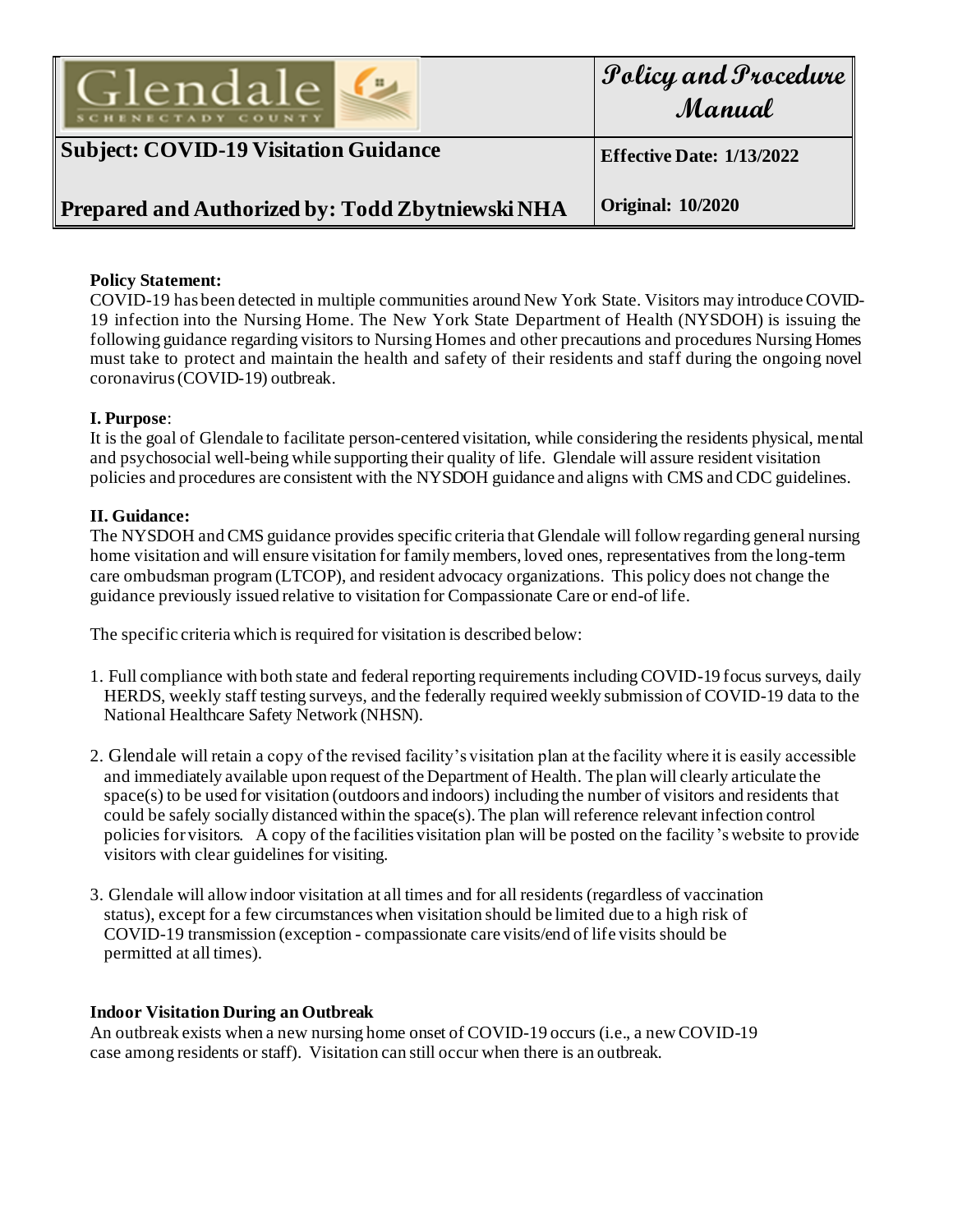| Glendale SCHENECTADY COUNTY | Policy and Procedure Manual |
|---|---|
| **Subject: COVID-19 Visitation Guidance** | **Effective Date: 1/13/2022** |
| **Prepared and Authorized by: Todd Zbytniewski NHA** | **Original: 10/2020** |

**Policy Statement:**
COVID-19 has been detected in multiple communities around New York State. Visitors may introduce COVID-19 infection into the Nursing Home. The New York State Department of Health (NYSDOH) is issuing the following guidance regarding visitors to Nursing Homes and other precautions and procedures Nursing Homes must take to protect and maintain the health and safety of their residents and staff during the ongoing novel coronavirus (COVID-19) outbreak.

**I. Purpose**:
It is the goal of Glendale to facilitate person-centered visitation, while considering the residents physical, mental and psychosocial well-being while supporting their quality of life. Glendale will assure resident visitation policies and procedures are consistent with the NYSDOH guidance and aligns with CMS and CDC guidelines.

**II. Guidance:**
The NYSDOH and CMS guidance provides specific criteria that Glendale will follow regarding general nursing home visitation and will ensure visitation for family members, loved ones, representatives from the long-term care ombudsman program (LTCOP), and resident advocacy organizations. This policy does not change the guidance previously issued relative to visitation for Compassionate Care or end-of life.

The specific criteria which is required for visitation is described below:

1. Full compliance with both state and federal reporting requirements including COVID-19 focus surveys, daily HERDS, weekly staff testing surveys, and the federally required weekly submission of COVID-19 data to the National Healthcare Safety Network (NHSN).

2. Glendale will retain a copy of the revised facility's visitation plan at the facility where it is easily accessible and immediately available upon request of the Department of Health. The plan will clearly articulate the space(s) to be used for visitation (outdoors and indoors) including the number of visitors and residents that could be safely socially distanced within the space(s). The plan will reference relevant infection control policies for visitors. A copy of the facilities visitation plan will be posted on the facility's website to provide visitors with clear guidelines for visiting.

3. Glendale will allow indoor visitation at all times and for all residents (regardless of vaccination status), except for a few circumstances when visitation should be limited due to a high risk of COVID-19 transmission (exception - compassionate care visits/end of life visits should be permitted at all times).

**Indoor Visitation During an Outbreak**
An outbreak exists when a new nursing home onset of COVID-19 occurs (i.e., a new COVID-19 case among residents or staff). Visitation can still occur when there is an outbreak.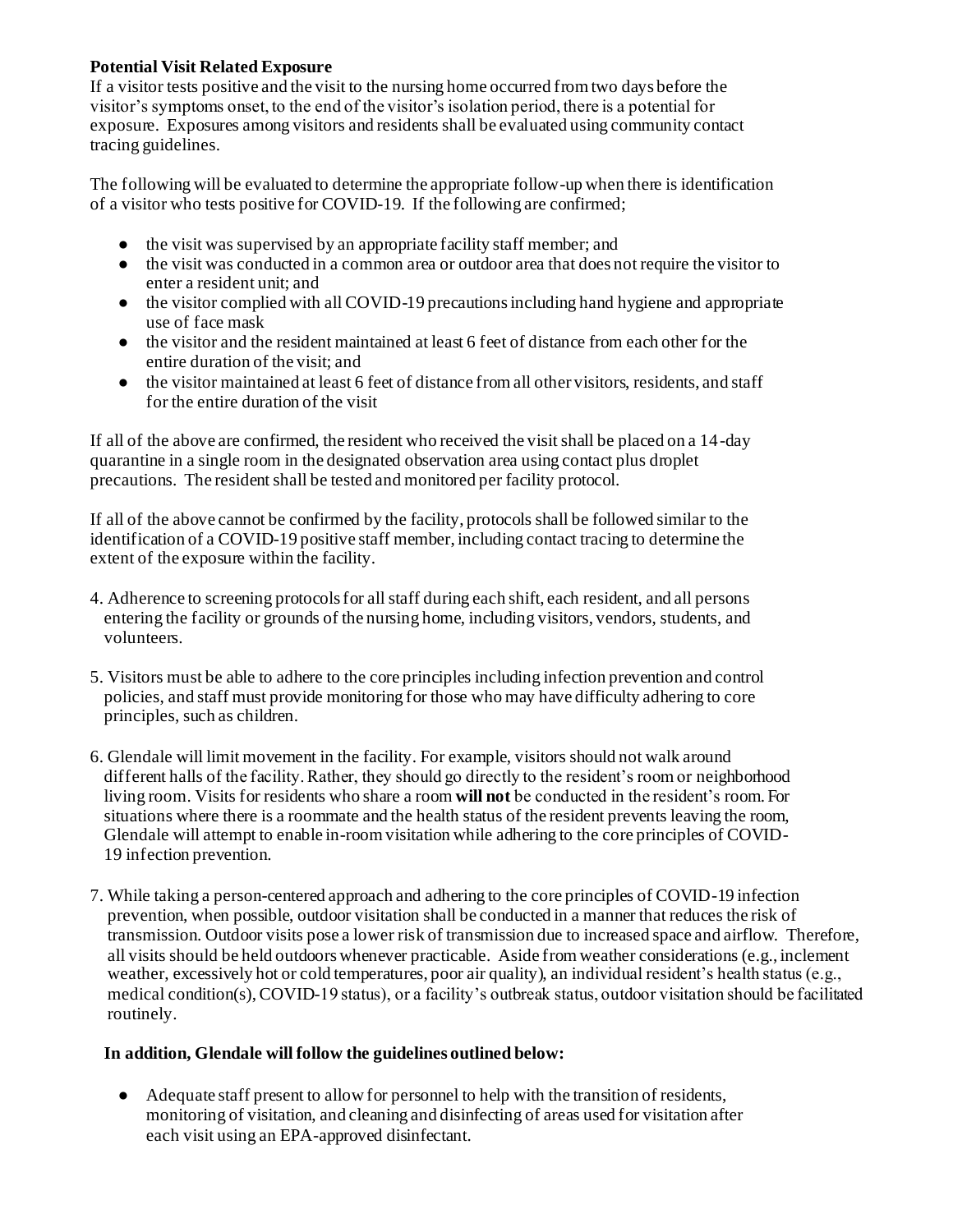**Potential Visit Related Exposure**

If a visitor tests positive and the visit to the nursing home occurred from two days before the visitor's symptoms onset, to the end of the visitor's isolation period, there is a potential for exposure. Exposures among visitors and residents shall be evaluated using community contact tracing guidelines.

The following will be evaluated to determine the appropriate follow-up when there is identification of a visitor who tests positive for COVID-19. If the following are confirmed;

- the visit was supervised by an appropriate facility staff member; and
- the visit was conducted in a common area or outdoor area that does not require the visitor to enter a resident unit; and
- the visitor complied with all COVID-19 precautions including hand hygiene and appropriate use of face mask
- the visitor and the resident maintained at least 6 feet of distance from each other for the entire duration of the visit; and
- the visitor maintained at least 6 feet of distance from all other visitors, residents, and staff for the entire duration of the visit

If all of the above are confirmed, the resident who received the visit shall be placed on a 14-day quarantine in a single room in the designated observation area using contact plus droplet precautions. The resident shall be tested and monitored per facility protocol.

If all of the above cannot be confirmed by the facility, protocols shall be followed similar to the identification of a COVID-19 positive staff member, including contact tracing to determine the extent of the exposure within the facility.

4. Adherence to screening protocols for all staff during each shift, each resident, and all persons entering the facility or grounds of the nursing home, including visitors, vendors, students, and volunteers.

5. Visitors must be able to adhere to the core principles including infection prevention and control policies, and staff must provide monitoring for those who may have difficulty adhering to core principles, such as children.

6. Glendale will limit movement in the facility. For example, visitors should not walk around different halls of the facility. Rather, they should go directly to the resident's room or neighborhood living room. Visits for residents who share a room **will not** be conducted in the resident's room. For situations where there is a roommate and the health status of the resident prevents leaving the room, Glendale will attempt to enable in-room visitation while adhering to the core principles of COVID-19 infection prevention.

7. While taking a person-centered approach and adhering to the core principles of COVID-19 infection prevention, when possible, outdoor visitation shall be conducted in a manner that reduces the risk of transmission. Outdoor visits pose a lower risk of transmission due to increased space and airflow. Therefore, all visits should be held outdoors whenever practicable. Aside from weather considerations (e.g., inclement weather, excessively hot or cold temperatures, poor air quality), an individual resident's health status (e.g., medical condition(s), COVID-19 status), or a facility's outbreak status, outdoor visitation should be facilitated routinely.

**In addition, Glendale will follow the guidelines outlined below:**

- Adequate staff present to allow for personnel to help with the transition of residents, monitoring of visitation, and cleaning and disinfecting of areas used for visitation after each visit using an EPA-approved disinfectant.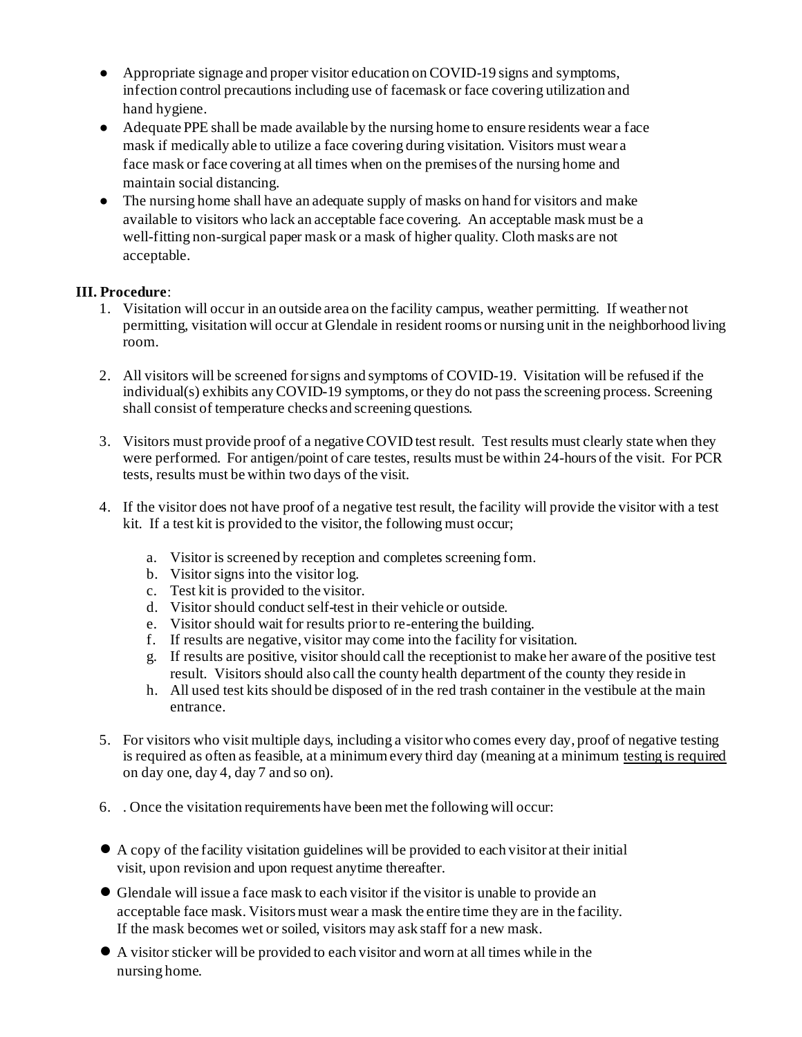- Appropriate signage and proper visitor education on COVID-19 signs and symptoms, infection control precautions including use of facemask or face covering utilization and hand hygiene.
- Adequate PPE shall be made available by the nursing home to ensure residents wear a face mask if medically able to utilize a face covering during visitation. Visitors must wear a face mask or face covering at all times when on the premises of the nursing home and maintain social distancing.
- The nursing home shall have an adequate supply of masks on hand for visitors and make available to visitors who lack an acceptable face covering. An acceptable mask must be a well-fitting non-surgical paper mask or a mask of higher quality. Cloth masks are not acceptable.

**III. Procedure**:

1. Visitation will occur in an outside area on the facility campus, weather permitting. If weather not permitting, visitation will occur at Glendale in resident rooms or nursing unit in the neighborhood living room.

2. All visitors will be screened for signs and symptoms of COVID-19. Visitation will be refused if the individual(s) exhibits any COVID-19 symptoms, or they do not pass the screening process. Screening shall consist of temperature checks and screening questions.

3. Visitors must provide proof of a negative COVID test result. Test results must clearly state when they were performed. For antigen/point of care testes, results must be within 24-hours of the visit. For PCR tests, results must be within two days of the visit.

4. If the visitor does not have proof of a negative test result, the facility will provide the visitor with a test kit. If a test kit is provided to the visitor, the following must occur;

    a. Visitor is screened by reception and completes screening form.
    b. Visitor signs into the visitor log.
    c. Test kit is provided to the visitor.
    d. Visitor should conduct self-test in their vehicle or outside.
    e. Visitor should wait for results prior to re-entering the building.
    f. If results are negative, visitor may come into the facility for visitation.
    g. If results are positive, visitor should call the receptionist to make her aware of the positive test result. Visitors should also call the county health department of the county they reside in
    h. All used test kits should be disposed of in the red trash container in the vestibule at the main entrance.

5. For visitors who visit multiple days, including a visitor who comes every day, proof of negative testing is required as often as feasible, at a minimum every third day (meaning at a minimum <u>testing is required</u> on day one, day 4, day 7 and so on).

6. . Once the visitation requirements have been met the following will occur:

- A copy of the facility visitation guidelines will be provided to each visitor at their initial visit, upon revision and upon request anytime thereafter.
- Glendale will issue a face mask to each visitor if the visitor is unable to provide an acceptable face mask. Visitors must wear a mask the entire time they are in the facility. If the mask becomes wet or soiled, visitors may ask staff for a new mask.
- A visitor sticker will be provided to each visitor and worn at all times while in the nursing home.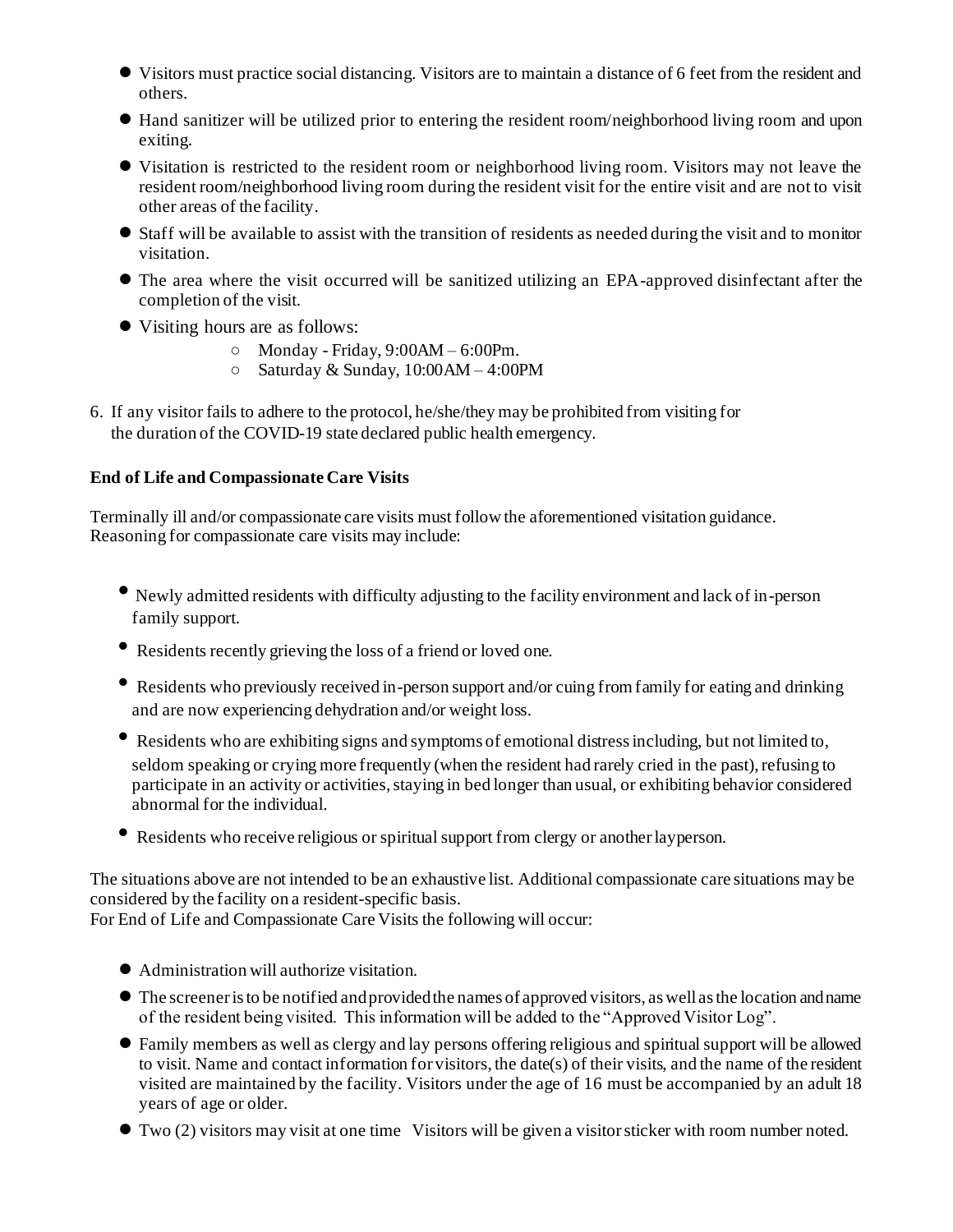- Visitors must practice social distancing. Visitors are to maintain a distance of 6 feet from the resident and others.
- Hand sanitizer will be utilized prior to entering the resident room/neighborhood living room and upon exiting.
- Visitation is restricted to the resident room or neighborhood living room. Visitors may not leave the resident room/neighborhood living room during the resident visit for the entire visit and are not to visit other areas of the facility.
- Staff will be available to assist with the transition of residents as needed during the visit and to monitor visitation.
- The area where the visit occurred will be sanitized utilizing an EPA-approved disinfectant after the completion of the visit.
- Visiting hours are as follows:
  - Monday - Friday, 9:00AM – 6:00Pm.
  - Saturday & Sunday, 10:00AM – 4:00PM

6. If any visitor fails to adhere to the protocol, he/she/they may be prohibited from visiting for the duration of the COVID-19 state declared public health emergency.

**End of Life and Compassionate Care Visits**

Terminally ill and/or compassionate care visits must follow the aforementioned visitation guidance. Reasoning for compassionate care visits may include:

- Newly admitted residents with difficulty adjusting to the facility environment and lack of in-person family support.
- Residents recently grieving the loss of a friend or loved one.
- Residents who previously received in-person support and/or cuing from family for eating and drinking and are now experiencing dehydration and/or weight loss.
- Residents who are exhibiting signs and symptoms of emotional distress including, but not limited to, seldom speaking or crying more frequently (when the resident had rarely cried in the past), refusing to participate in an activity or activities, staying in bed longer than usual, or exhibiting behavior considered abnormal for the individual.
- Residents who receive religious or spiritual support from clergy or another layperson.

The situations above are not intended to be an exhaustive list. Additional compassionate care situations may be considered by the facility on a resident-specific basis.
For End of Life and Compassionate Care Visits the following will occur:

- Administration will authorize visitation.
- The screener is to be notified and provided the names of approved visitors, as well as the location and name of the resident being visited. This information will be added to the "Approved Visitor Log".
- Family members as well as clergy and lay persons offering religious and spiritual support will be allowed to visit. Name and contact information for visitors, the date(s) of their visits, and the name of the resident visited are maintained by the facility. Visitors under the age of 16 must be accompanied by an adult 18 years of age or older.
- Two (2) visitors may visit at one time Visitors will be given a visitor sticker with room number noted.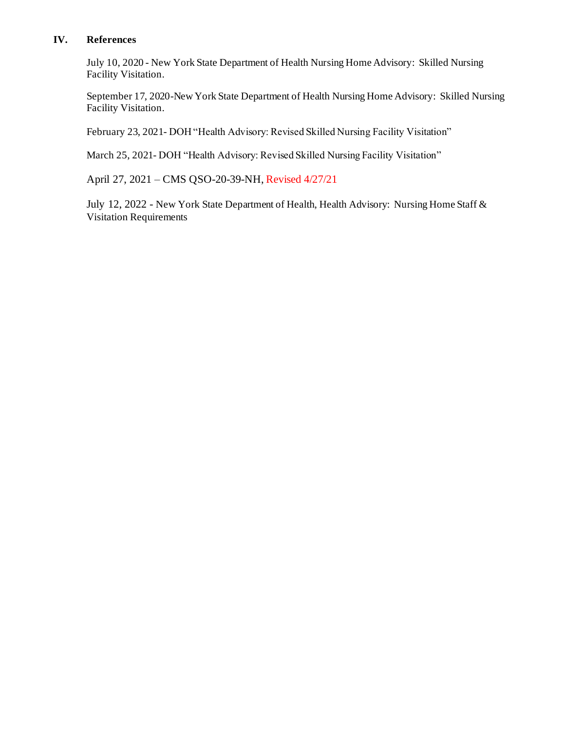## IV. References

July 10, 2020 - New York State Department of Health Nursing Home Advisory: Skilled Nursing Facility Visitation.

September 17, 2020-New York State Department of Health Nursing Home Advisory: Skilled Nursing Facility Visitation.

February 23, 2021- DOH "Health Advisory: Revised Skilled Nursing Facility Visitation"

March 25, 2021- DOH "Health Advisory: Revised Skilled Nursing Facility Visitation"

April 27, 2021 – CMS QSO-20-39-NH, Revised 4/27/21

July 12, 2022 - New York State Department of Health, Health Advisory: Nursing Home Staff & Visitation Requirements